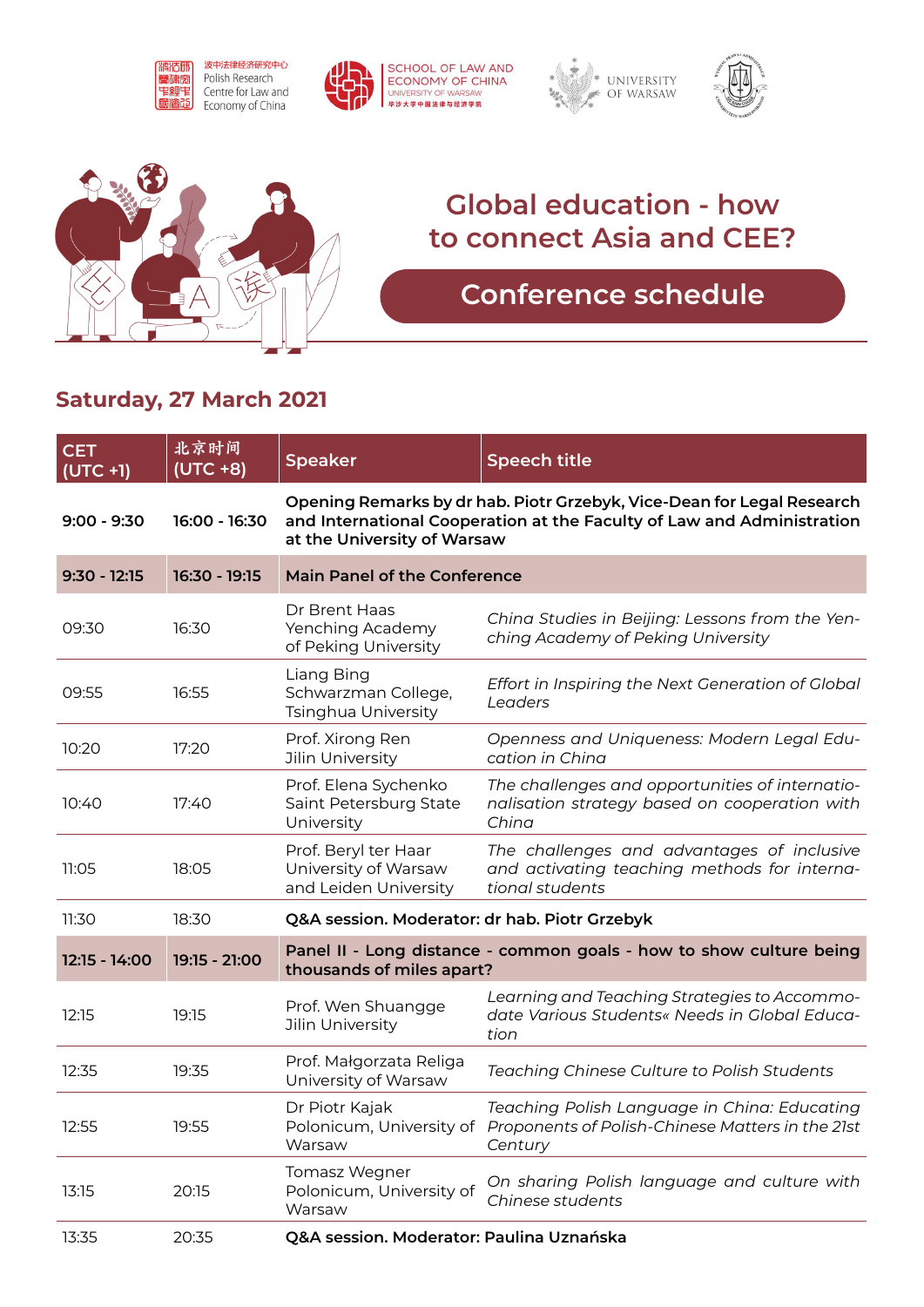波中法律经济研究中心 Polish Research Centre for Law and Economy of China

SCHOOL OF LAW AND ECONOMY OF CHINA UNIVERSITY OF WARSAW 华沙大学中国法律与经济学院

UNIVERSITY OF WARSAW

# Global education - how to connect Asia and CEE?

## Conference schedule

### Saturday, 27 March 2021

| CET (UTC +1) | 北京时间 (UTC +8) | Speaker | Speech title |
|---|---|---|---|
| **9:00 - 9:30** | **16:00 - 16:30** | **Opening Remarks by dr hab. Piotr Grzebyk, Vice-Dean for Legal Research and International Cooperation at the Faculty of Law and Administration at the University of Warsaw** | |
| **9:30 - 12:15** | **16:30 - 19:15** | **Main Panel of the Conference** | |
| 09:30 | 16:30 | Dr Brent Haas Yenching Academy of Peking University | *China Studies in Beijing: Lessons from the Yenching Academy of Peking University* |
| 09:55 | 16:55 | Liang Bing Schwarzman College, Tsinghua University | *Effort in Inspiring the Next Generation of Global Leaders* |
| 10:20 | 17:20 | Prof. Xirong Ren Jilin University | *Openness and Uniqueness: Modern Legal Education in China* |
| 10:40 | 17:40 | Prof. Elena Sychenko Saint Petersburg State University | *The challenges and opportunities of internationalisation strategy based on cooperation with China* |
| 11:05 | 18:05 | Prof. Beryl ter Haar University of Warsaw and Leiden University | *The challenges and advantages of inclusive and activating teaching methods for international students* |
| 11:30 | 18:30 | **Q&A session. Moderator: dr hab. Piotr Grzebyk** | |
| **12:15 - 14:00** | **19:15 - 21:00** | **Panel II - Long distance - common goals - how to show culture being thousands of miles apart?** | |
| 12:15 | 19:15 | Prof. Wen Shuangge Jilin University | *Learning and Teaching Strategies to Accommodate Various Students« Needs in Global Education* |
| 12:35 | 19:35 | Prof. Małgorzata Religa University of Warsaw | *Teaching Chinese Culture to Polish Students* |
| 12:55 | 19:55 | Dr Piotr Kajak Polonicum, University of Warsaw | *Teaching Polish Language in China: Educating Proponents of Polish-Chinese Matters in the 21st Century* |
| 13:15 | 20:15 | Tomasz Wegner Polonicum, University of Warsaw | *On sharing Polish language and culture with Chinese students* |
| 13:35 | 20:35 | **Q&A session. Moderator: Paulina Uznańska** | |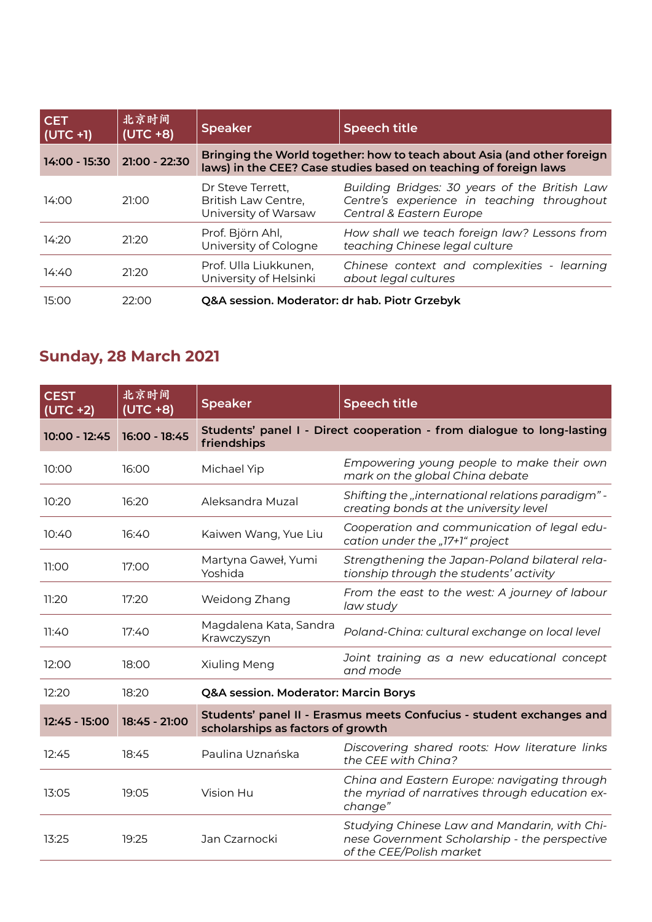| CET (UTC +1) | 北京时间 (UTC +8) | Speaker | Speech title |
|---|---|---|---|
| **14:00 - 15:30** | **21:00 - 22:30** | **Bringing the World together: how to teach about Asia (and other foreign laws) in the CEE? Case studies based on teaching of foreign laws** | |
| 14:00 | 21:00 | Dr Steve Terrett, British Law Centre, University of Warsaw | *Building Bridges: 30 years of the British Law Centre's experience in teaching throughout Central & Eastern Europe* |
| 14:20 | 21:20 | Prof. Björn Ahl, University of Cologne | *How shall we teach foreign law? Lessons from teaching Chinese legal culture* |
| 14:40 | 21:20 | Prof. Ulla Liukkunen, University of Helsinki | *Chinese context and complexities - learning about legal cultures* |
| 15:00 | 22:00 | **Q&A session. Moderator: dr hab. Piotr Grzebyk** | |

## Sunday, 28 March 2021

| CEST (UTC +2) | 北京时间 (UTC +8) | Speaker | Speech title |
|---|---|---|---|
| **10:00 - 12:45** | **16:00 - 18:45** | **Students' panel I - Direct cooperation - from dialogue to long-lasting friendships** | |
| 10:00 | 16:00 | Michael Yip | *Empowering young people to make their own mark on the global China debate* |
| 10:20 | 16:20 | Aleksandra Muzal | *Shifting the „international relations paradigm" - creating bonds at the university level* |
| 10:40 | 16:40 | Kaiwen Wang, Yue Liu | *Cooperation and communication of legal education under the „17+1" project* |
| 11:00 | 17:00 | Martyna Gaweł, Yumi Yoshida | *Strengthening the Japan-Poland bilateral relationship through the students' activity* |
| 11:20 | 17:20 | Weidong Zhang | *From the east to the west: A journey of labour law study* |
| 11:40 | 17:40 | Magdalena Kata, Sandra Krawczyszyn | *Poland-China: cultural exchange on local level* |
| 12:00 | 18:00 | Xiuling Meng | *Joint training as a new educational concept and mode* |
| 12:20 | 18:20 | **Q&A session. Moderator: Marcin Borys** | |
| **12:45 - 15:00** | **18:45 - 21:00** | **Students' panel II - Erasmus meets Confucius - student exchanges and scholarships as factors of growth** | |
| 12:45 | 18:45 | Paulina Uznańska | *Discovering shared roots: How literature links the CEE with China?* |
| 13:05 | 19:05 | Vision Hu | *China and Eastern Europe: navigating through the myriad of narratives through education exchange"* |
| 13:25 | 19:25 | Jan Czarnocki | *Studying Chinese Law and Mandarin, with Chinese Government Scholarship - the perspective of the CEE/Polish market* |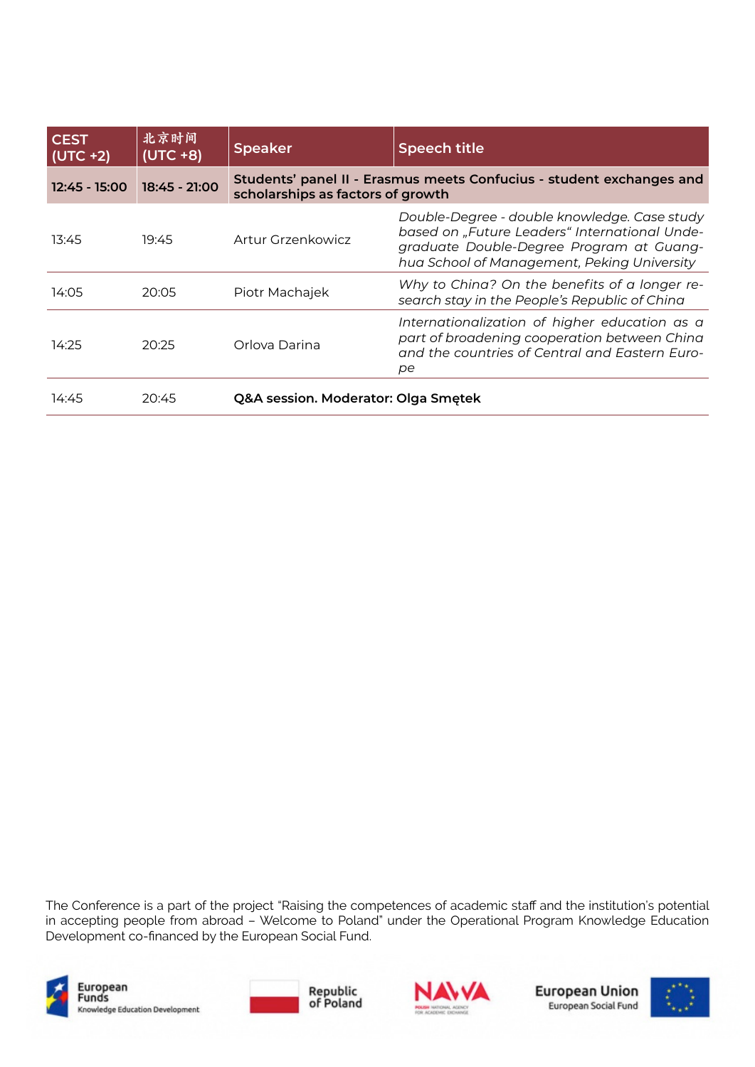| CEST (UTC +2) | 北京时间 (UTC +8) | Speaker | Speech title |
|---|---|---|---|
| **12:45 - 15:00** | **18:45 - 21:00** | **Students' panel II - Erasmus meets Confucius - student exchanges and scholarships as factors of growth** | |
| 13:45 | 19:45 | Artur Grzenkowicz | *Double-Degree - double knowledge. Case study based on „Future Leaders" International Undergraduate Double-Degree Program at Guanghua School of Management, Peking University* |
| 14:05 | 20:05 | Piotr Machajek | *Why to China? On the benefits of a longer research stay in the People's Republic of China* |
| 14:25 | 20:25 | Orlova Darina | *Internationalization of higher education as a part of broadening cooperation between China and the countries of Central and Eastern Europe* |
| 14:45 | 20:45 | **Q&A session. Moderator: Olga Smętek** | |

The Conference is a part of the project "Raising the competences of academic staff and the institution's potential in accepting people from abroad – Welcome to Poland" under the Operational Program Knowledge Education Development co-financed by the European Social Fund.

European Funds Knowledge Education Development

Republic of Poland

NAWA Polish National Agency for Academic Exchange

European Union European Social Fund